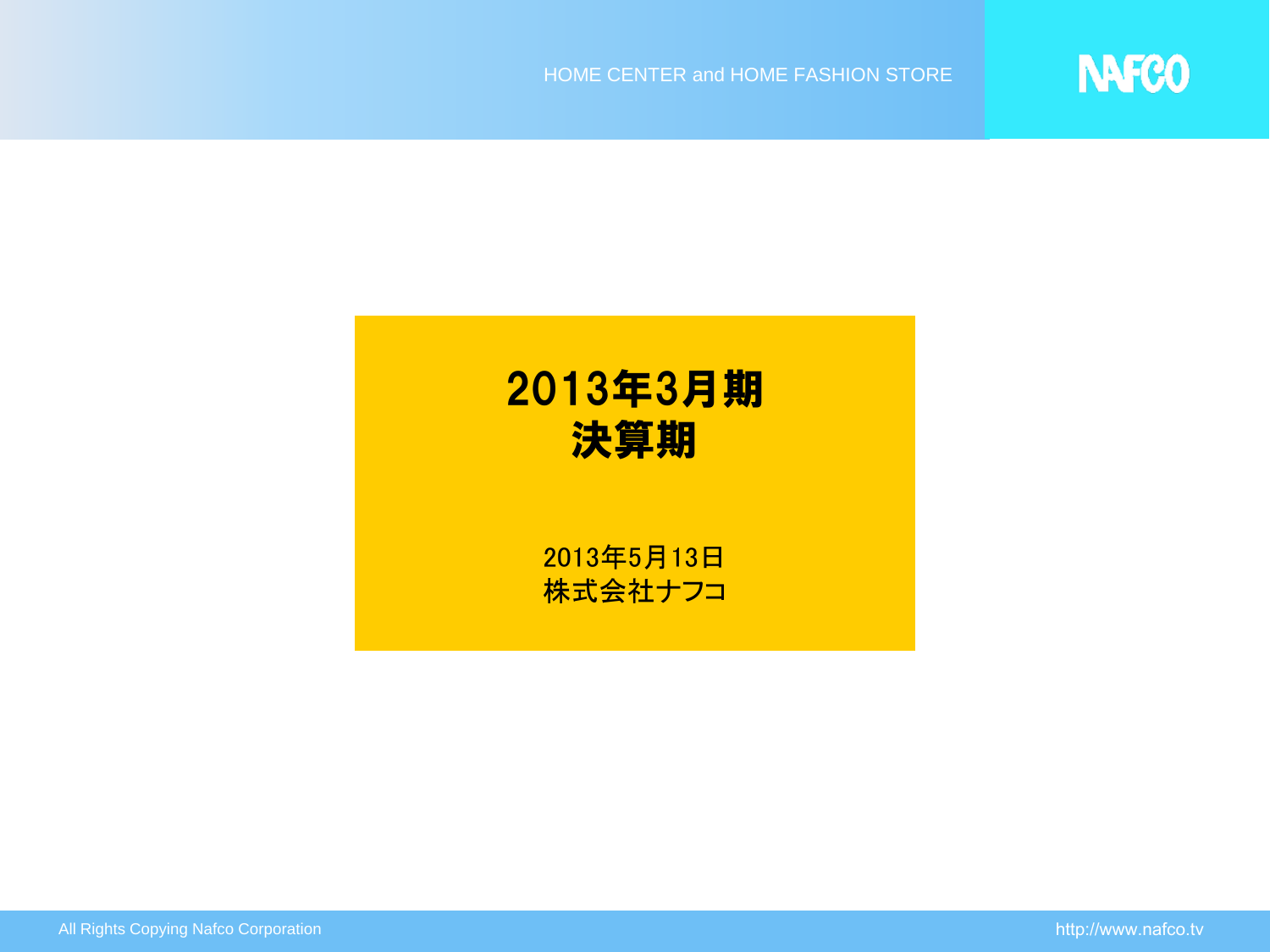# 2013年3月期
# 決算期

2013年5月13日
株式会社ナフコ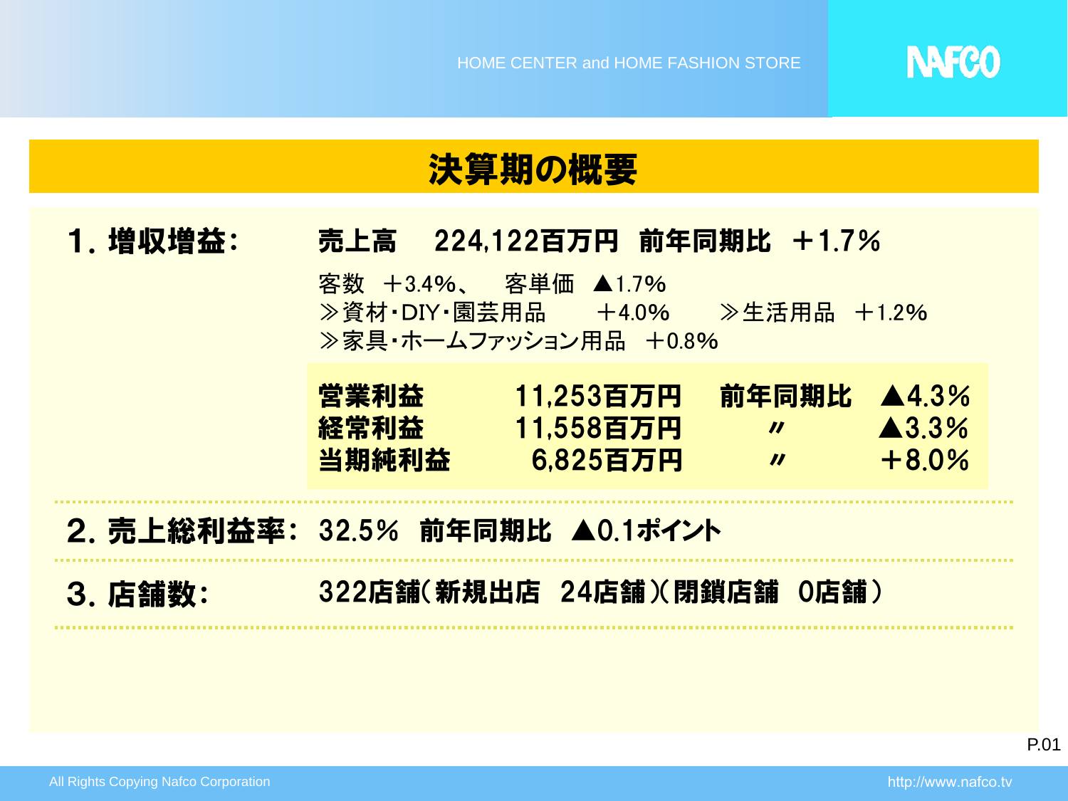# 決算期の概要

## 1. 増収増益：

**売上高　224,122百万円　前年同期比　＋1.7％**

客数　＋3.4％、　客単価　▲1.7％
≫資材･DIY･園芸用品　＋4.0％　≫生活用品　＋1.2％
≫家具･ホームファッション用品　＋0.8％

| | | | |
|---|---|---|---|
| **営業利益** | **11,253百万円** | **前年同期比** | **▲4.3％** |
| **経常利益** | **11,558百万円** | **〃** | **▲3.3％** |
| **当期純利益** | **6,825百万円** | **〃** | **＋8.0％** |

## 2. 売上総利益率：

**32.5％　前年同期比　▲0.1ポイント**

## 3. 店舗数：

**322店舗（新規出店　24店舗）（閉鎖店舗　0店舗）**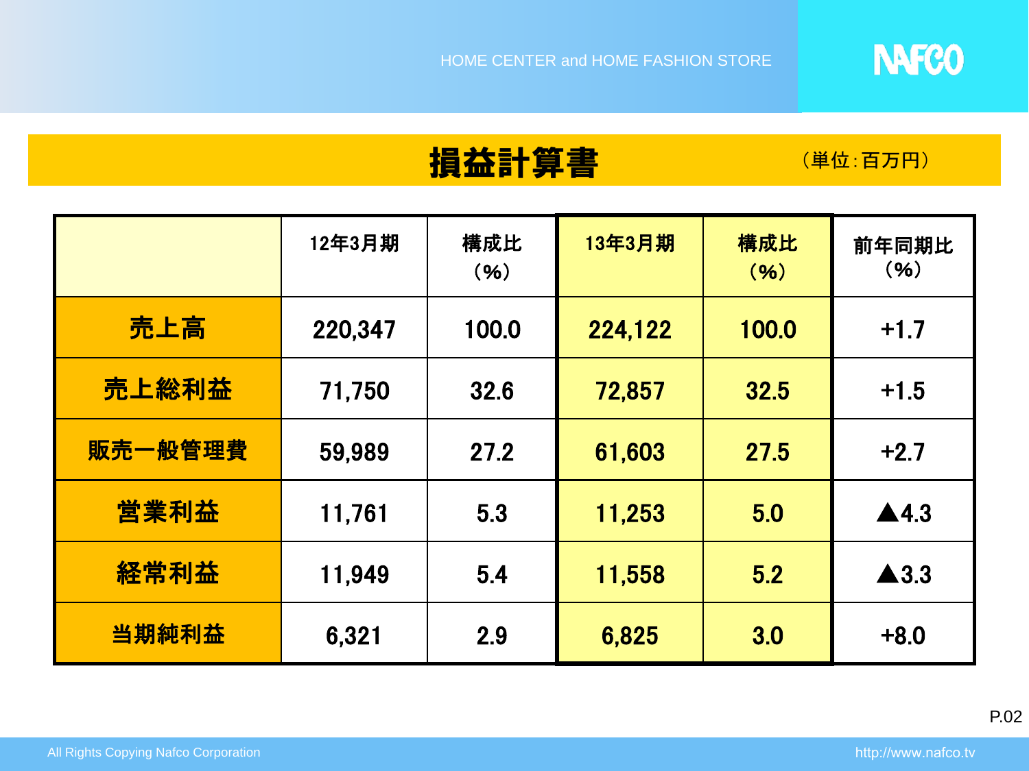# 損益計算書

（単位：百万円）

| | 12年3月期 | 構成比（%） | 13年3月期 | 構成比（%） | 前年同期比（%） |
|---|---|---|---|---|---|
| 売上高 | 220,347 | 100.0 | 224,122 | 100.0 | +1.7 |
| 売上総利益 | 71,750 | 32.6 | 72,857 | 32.5 | +1.5 |
| 販売一般管理費 | 59,989 | 27.2 | 61,603 | 27.5 | +2.7 |
| 営業利益 | 11,761 | 5.3 | 11,253 | 5.0 | ▲4.3 |
| 経常利益 | 11,949 | 5.4 | 11,558 | 5.2 | ▲3.3 |
| 当期純利益 | 6,321 | 2.9 | 6,825 | 3.0 | +8.0 |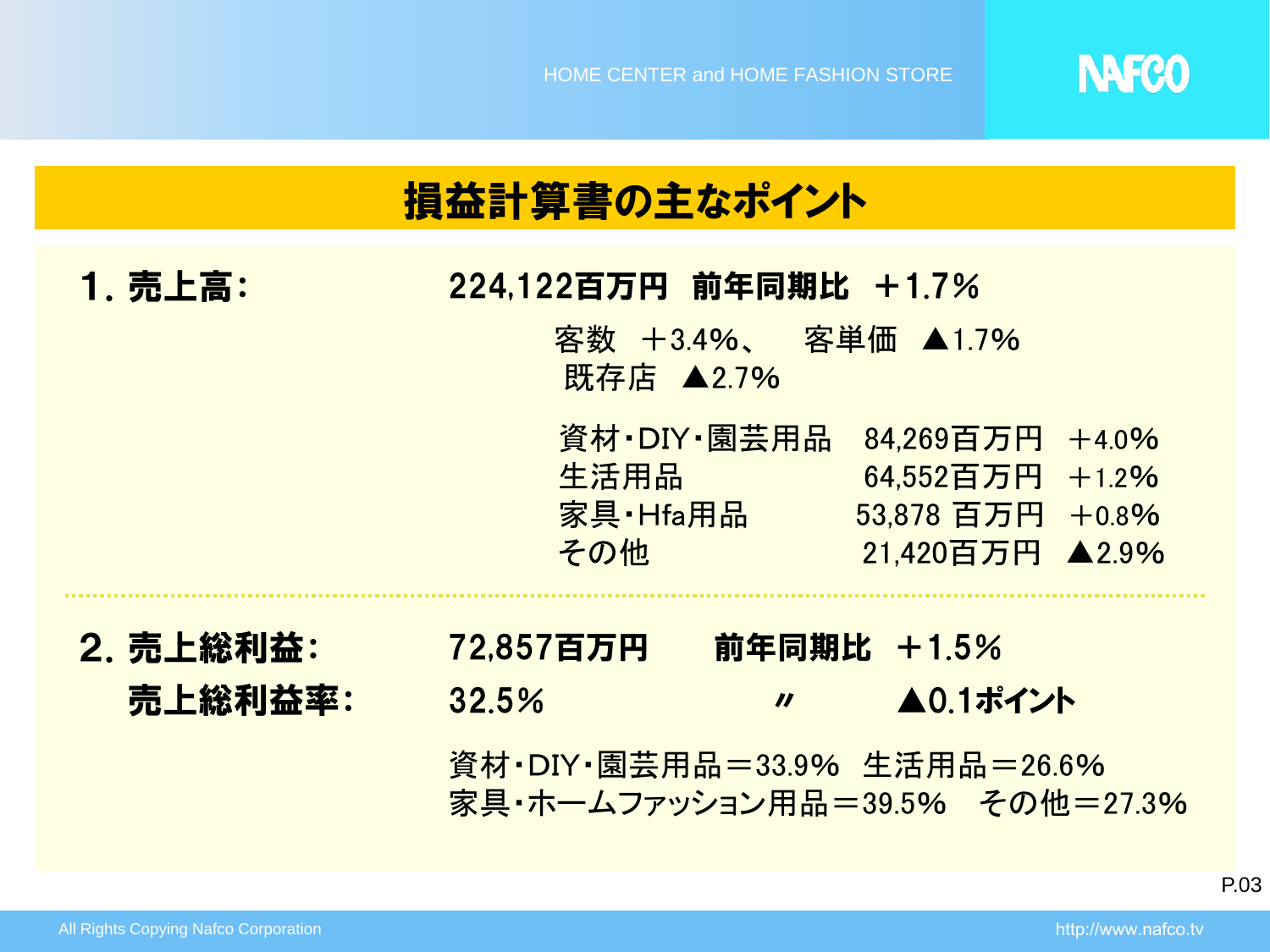# 損益計算書の主なポイント

## 1. 売上高：

**224,122百万円　前年同期比　＋1.7%**

客数　＋3.4%、　客単価　▲1.7%
既存店　▲2.7%

| | | |
|---|---|---|
| 資材・DIY・園芸用品 | 84,269百万円 | ＋4.0% |
| 生活用品 | 64,552百万円 | ＋1.2% |
| 家具・Hfa用品 | 53,878 百万円 | ＋0.8% |
| その他 | 21,420百万円 | ▲2.9% |

## 2. 売上総利益：

**72,857百万円　前年同期比　＋1.5%**

**売上総利益率：　32.5%　〃　▲0.1ポイント**

資材・DIY・園芸用品＝33.9%　生活用品＝26.6%
家具・ホームファッション用品＝39.5%　その他＝27.3%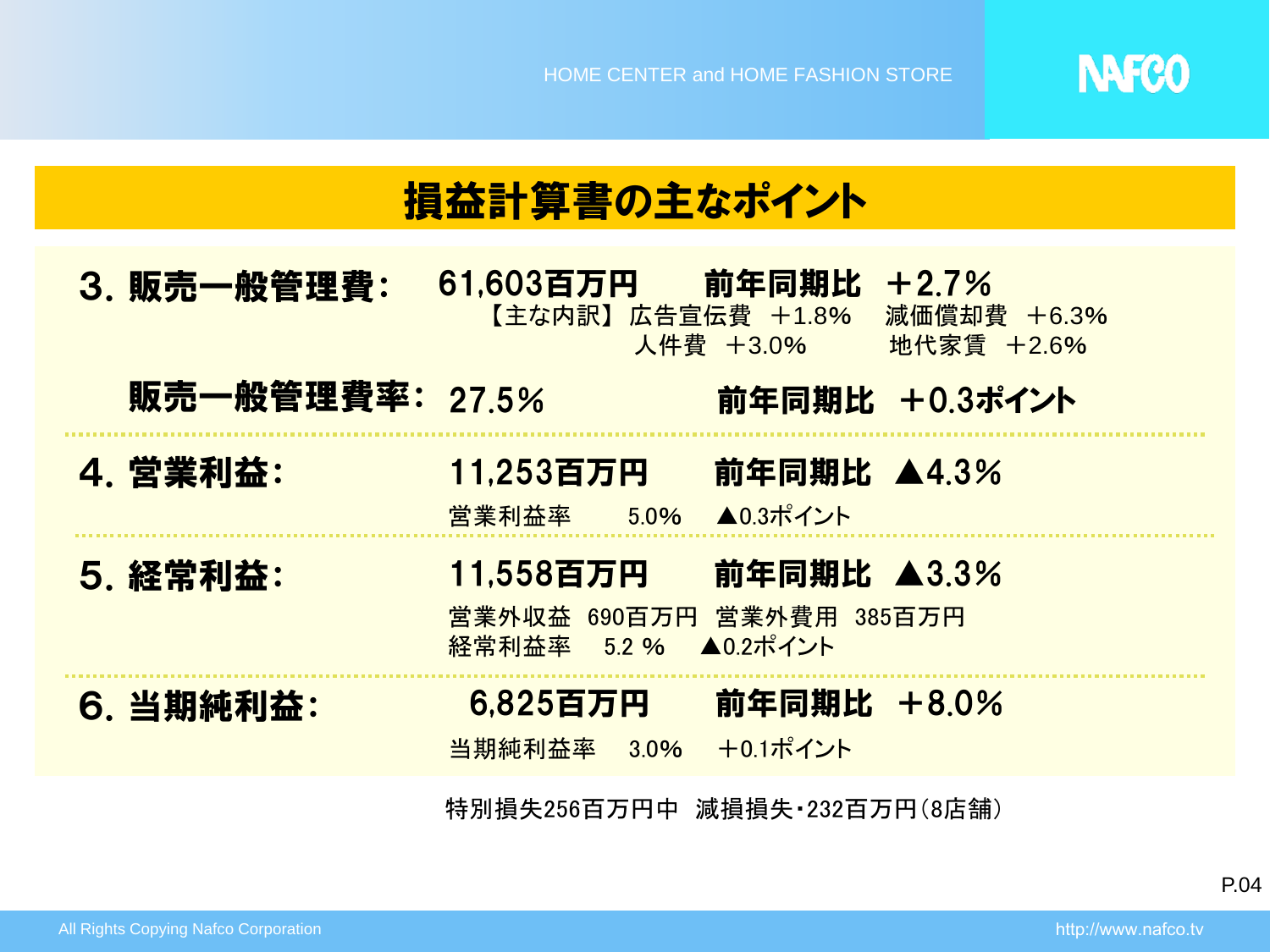## 損益計算書の主なポイント

**3. 販売一般管理費：** 61,603百万円　前年同期比　＋2.7%

【主な内訳】広告宣伝費　＋1.8%　減価償却費　＋6.3%
人件費　＋3.0%　地代家賃　＋2.6%

**販売一般管理費率：** 27.5%　前年同期比　＋0.3ポイント

**4. 営業利益：** 11,253百万円　前年同期比　▲4.3%

営業利益率　5.0%　▲0.3ポイント

**5. 経常利益：** 11,558百万円　前年同期比　▲3.3%

営業外収益　690百万円　営業外費用　385百万円
経常利益率　5.2 %　▲0.2ポイント

**6. 当期純利益：** 6,825百万円　前年同期比　＋8.0%

当期純利益率　3.0%　＋0.1ポイント

特別損失256百万円中　減損損失・232百万円（8店舗）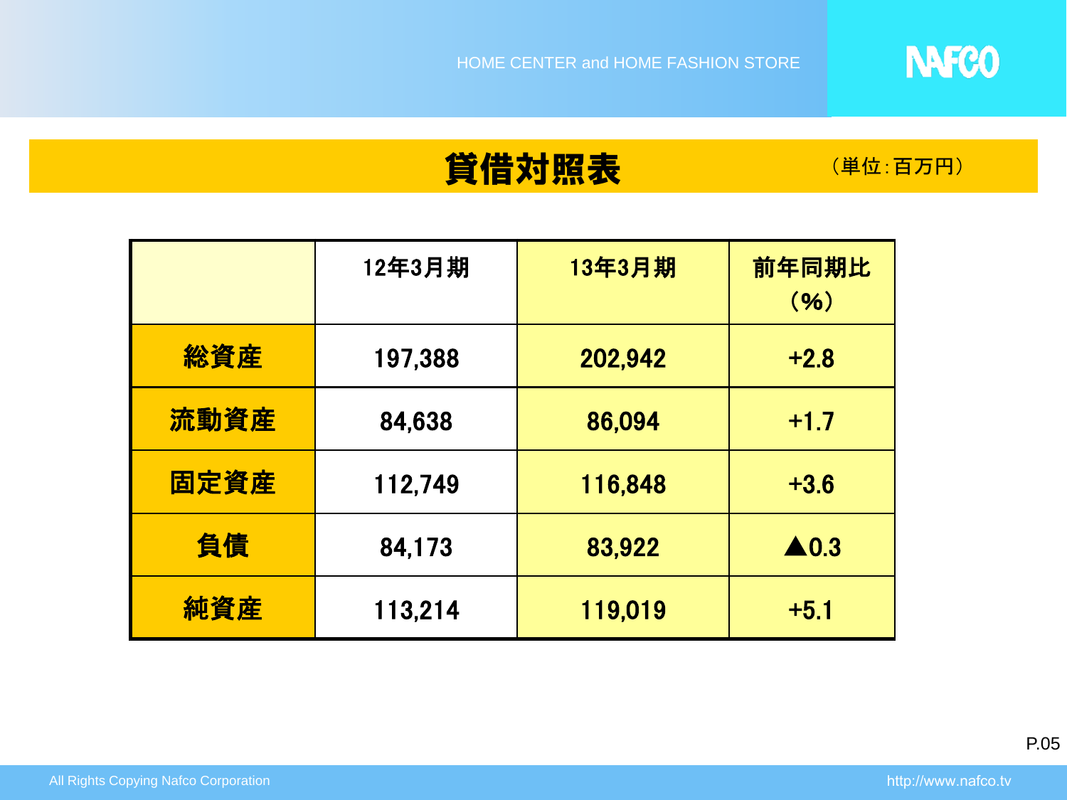# 貸借対照表

（単位:百万円）

| | 12年3月期 | 13年3月期 | 前年同期比（%） |
|---|---|---|---|
| 総資産 | 197,388 | 202,942 | +2.8 |
| 流動資産 | 84,638 | 86,094 | +1.7 |
| 固定資産 | 112,749 | 116,848 | +3.6 |
| 負債 | 84,173 | 83,922 | ▲0.3 |
| 純資産 | 113,214 | 119,019 | +5.1 |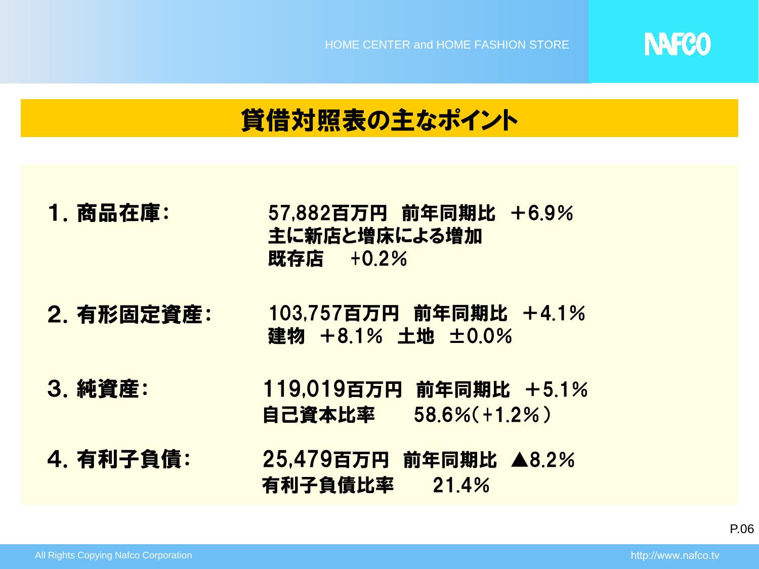# 貸借対照表の主なポイント

**1. 商品在庫：**

57,882百万円　前年同期比　＋6.9％
主に新店と増床による増加
既存店　 +0.2％

**2. 有形固定資産：**

103,757百万円　前年同期比　＋4.1％
建物　＋8.1％　土地　±0.0％

**3. 純資産：**

119,019百万円　前年同期比　＋5.1％
自己資本比率　　58.6％（+1.2％）

**4. 有利子負債：**

25,479百万円　前年同期比　▲8.2％
有利子負債比率　　21.4％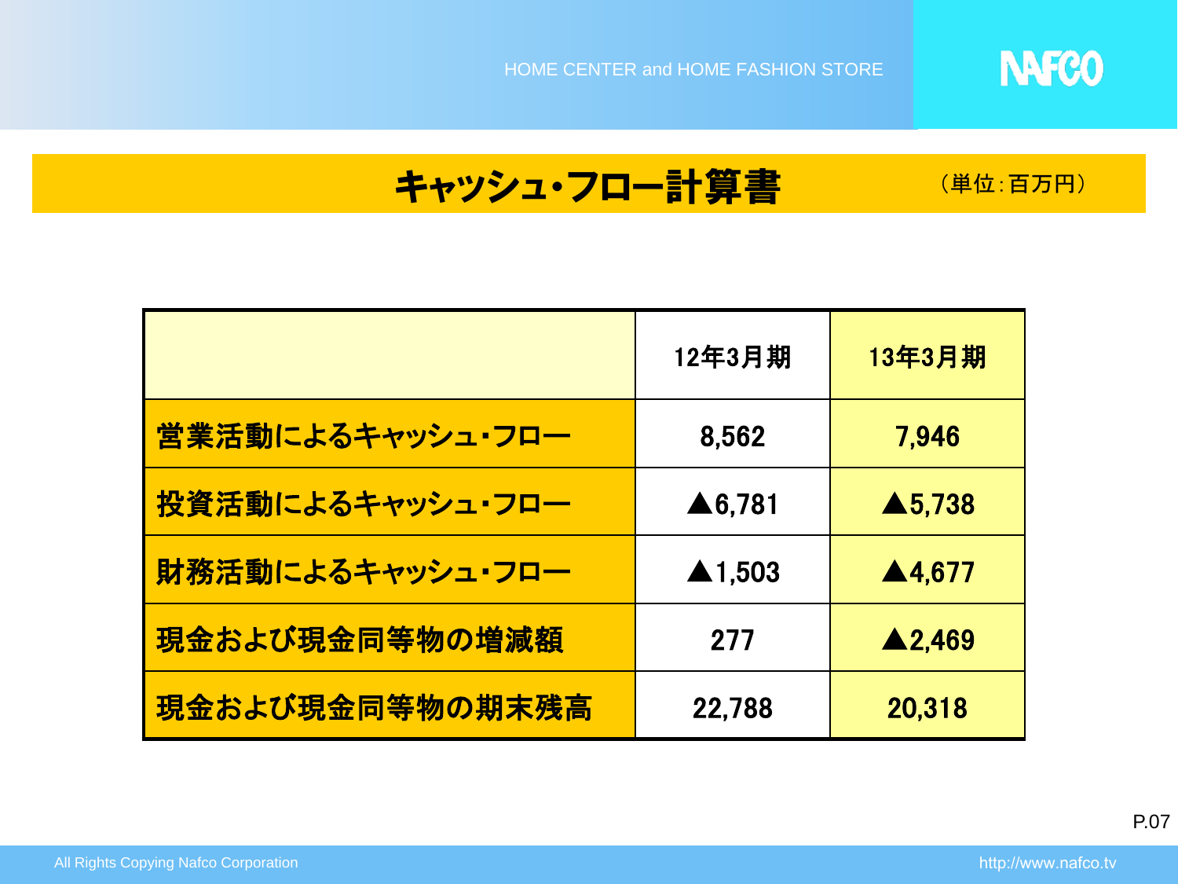# キャッシュ・フロー計算書

（単位:百万円）

| | 12年3月期 | 13年3月期 |
|---|---|---|
| 営業活動によるキャッシュ・フロー | 8,562 | 7,946 |
| 投資活動によるキャッシュ・フロー | ▲6,781 | ▲5,738 |
| 財務活動によるキャッシュ・フロー | ▲1,503 | ▲4,677 |
| 現金および現金同等物の増減額 | 277 | ▲2,469 |
| 現金および現金同等物の期末残高 | 22,788 | 20,318 |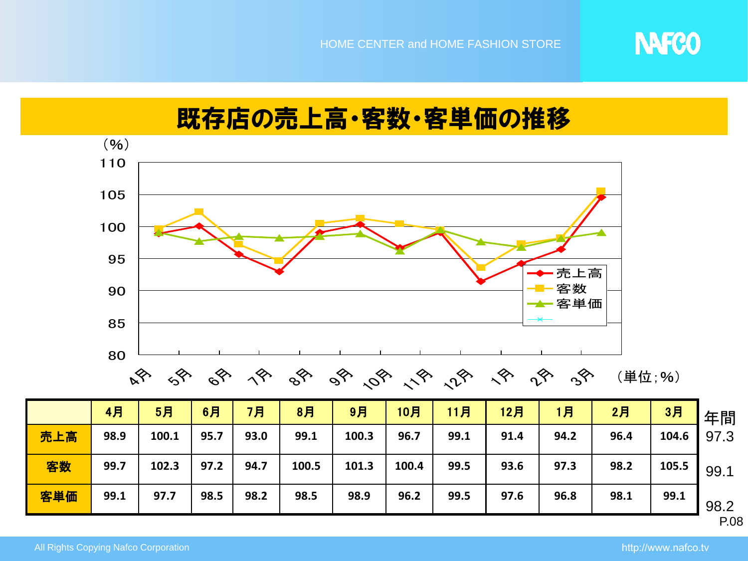# 既存店の売上高・客数・客単価の推移

（単位；%）

|  | 4月 | 5月 | 6月 | 7月 | 8月 | 9月 | 10月 | 11月 | 12月 | 1月 | 2月 | 3月 | 年間 |
|---|---|---|---|---|---|---|---|---|---|---|---|---|---|
| 売上高 | 98.9 | 100.1 | 95.7 | 93.0 | 99.1 | 100.3 | 96.7 | 99.1 | 91.4 | 94.2 | 96.4 | 104.6 | 97.3 |
| 客数 | 99.7 | 102.3 | 97.2 | 94.7 | 100.5 | 101.3 | 100.4 | 99.5 | 93.6 | 97.3 | 98.2 | 105.5 | 99.1 |
| 客単価 | 99.1 | 97.7 | 98.5 | 98.2 | 98.5 | 98.9 | 96.2 | 99.5 | 97.6 | 96.8 | 98.1 | 99.1 | 98.2 |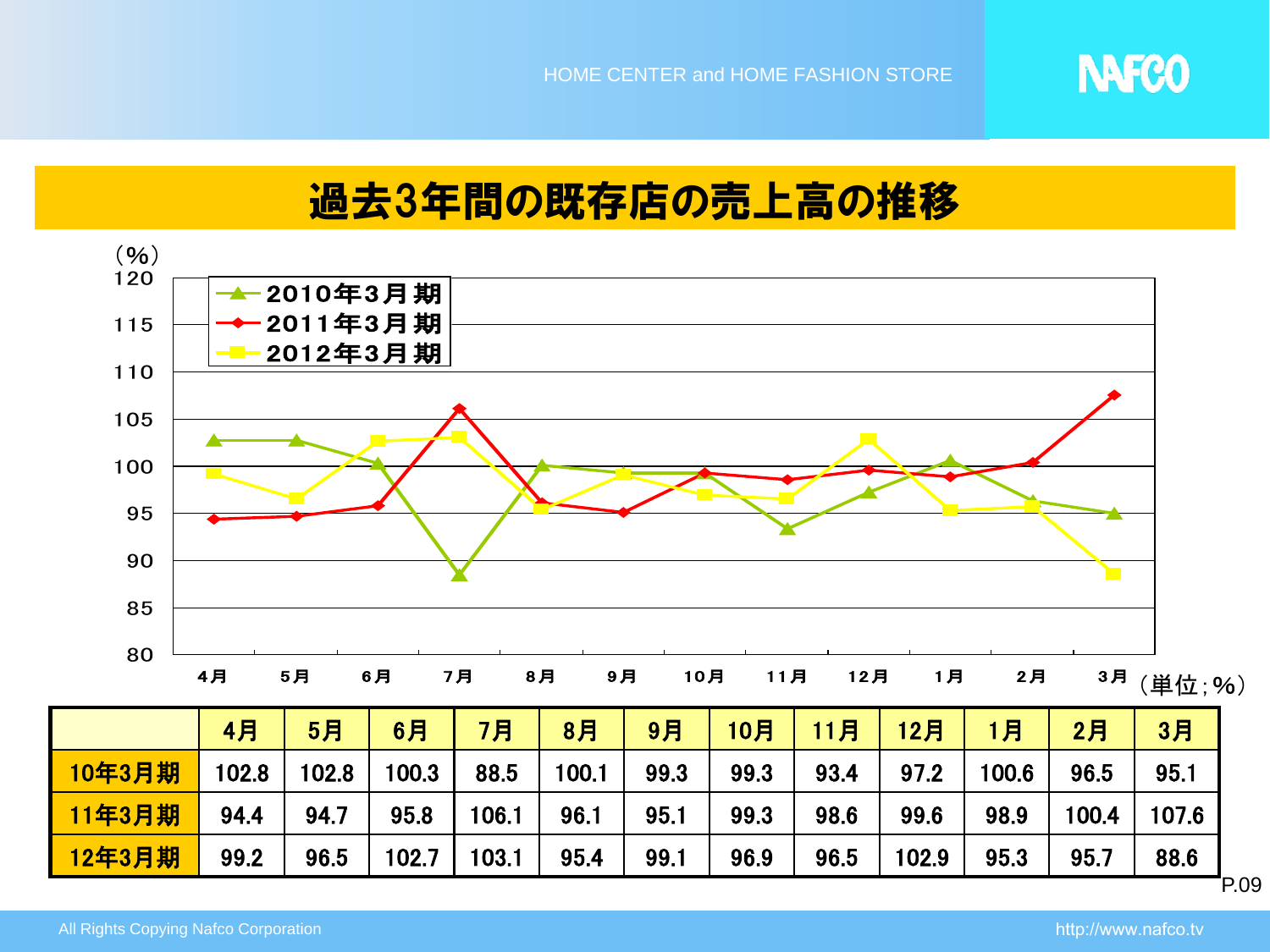# 過去3年間の既存店の売上高の推移

（単位；%）

| | 4月 | 5月 | 6月 | 7月 | 8月 | 9月 | 10月 | 11月 | 12月 | 1月 | 2月 | 3月 |
|---|---|---|---|---|---|---|---|---|---|---|---|---|
| 10年3月期 | 102.8 | 102.8 | 100.3 | 88.5 | 100.1 | 99.3 | 99.3 | 93.4 | 97.2 | 100.6 | 96.5 | 95.1 |
| 11年3月期 | 94.4 | 94.7 | 95.8 | 106.1 | 96.1 | 95.1 | 99.3 | 98.6 | 99.6 | 98.9 | 100.4 | 107.6 |
| 12年3月期 | 99.2 | 96.5 | 102.7 | 103.1 | 95.4 | 99.1 | 96.9 | 96.5 | 102.9 | 95.3 | 95.7 | 88.6 |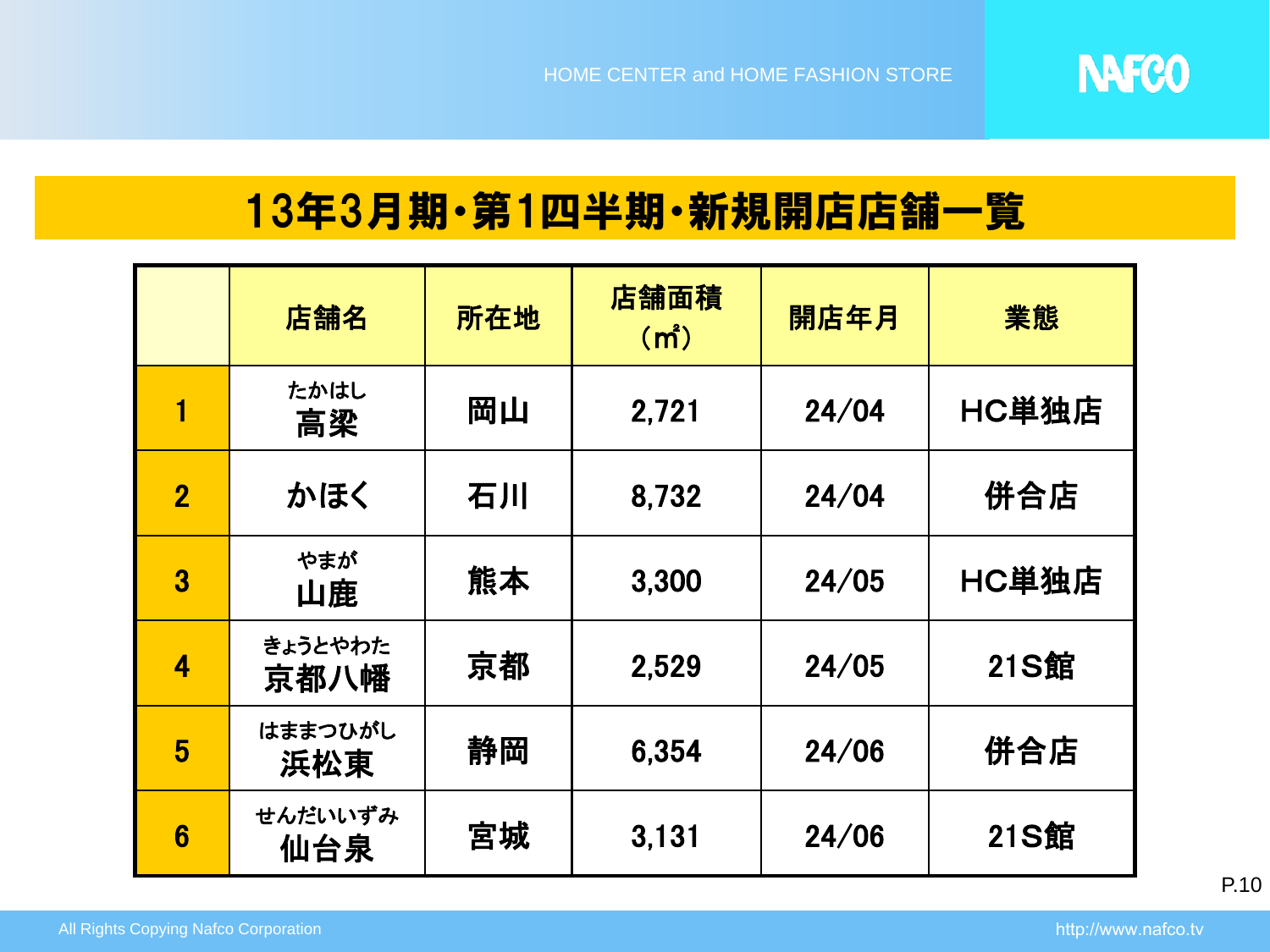# 13年3月期・第1四半期・新規開店店舗一覧

| | 店舗名 | 所在地 | 店舗面積（㎡） | 開店年月 | 業態 |
|---|---|---|---|---|---|
| 1 | たかはし<br>高梁 | 岡山 | 2,721 | 24/04 | HC単独店 |
| 2 | かほく | 石川 | 8,732 | 24/04 | 併合店 |
| 3 | やまが<br>山鹿 | 熊本 | 3,300 | 24/05 | HC単独店 |
| 4 | きょうとやわた<br>京都八幡 | 京都 | 2,529 | 24/05 | 21S館 |
| 5 | はままつひがし<br>浜松東 | 静岡 | 6,354 | 24/06 | 併合店 |
| 6 | せんだいいずみ<br>仙台泉 | 宮城 | 3,131 | 24/06 | 21S館 |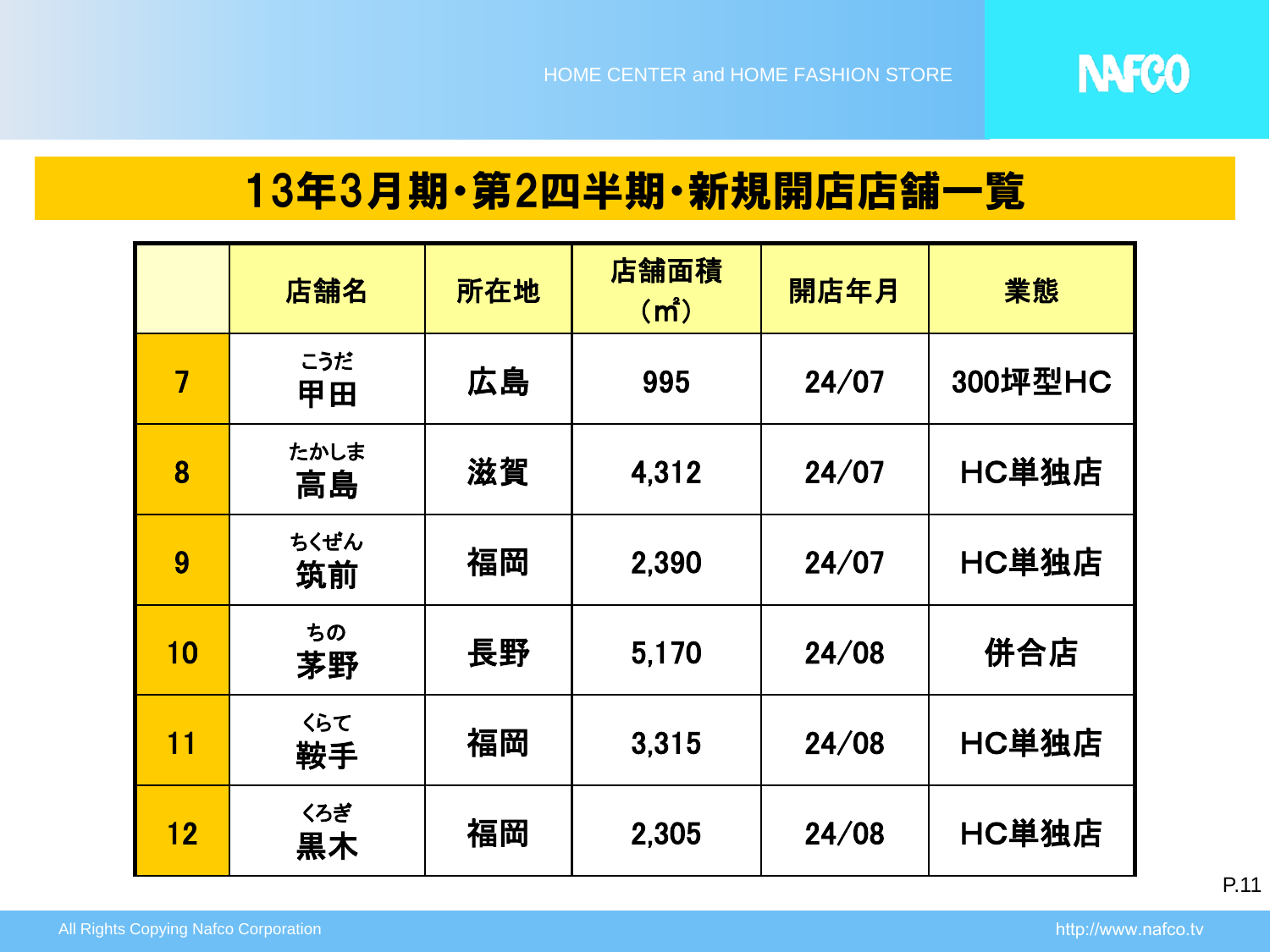# 13年3月期・第2四半期・新規開店店舗一覧

| | 店舗名 | 所在地 | 店舗面積（㎡） | 開店年月 | 業態 |
|---|---|---|---|---|---|
| 7 | こうだ 甲田 | 広島 | 995 | 24/07 | 300坪型HC |
| 8 | たかしま 高島 | 滋賀 | 4,312 | 24/07 | HC単独店 |
| 9 | ちくぜん 筑前 | 福岡 | 2,390 | 24/07 | HC単独店 |
| 10 | ちの 茅野 | 長野 | 5,170 | 24/08 | 併合店 |
| 11 | くらて 鞍手 | 福岡 | 3,315 | 24/08 | HC単独店 |
| 12 | くろぎ 黒木 | 福岡 | 2,305 | 24/08 | HC単独店 |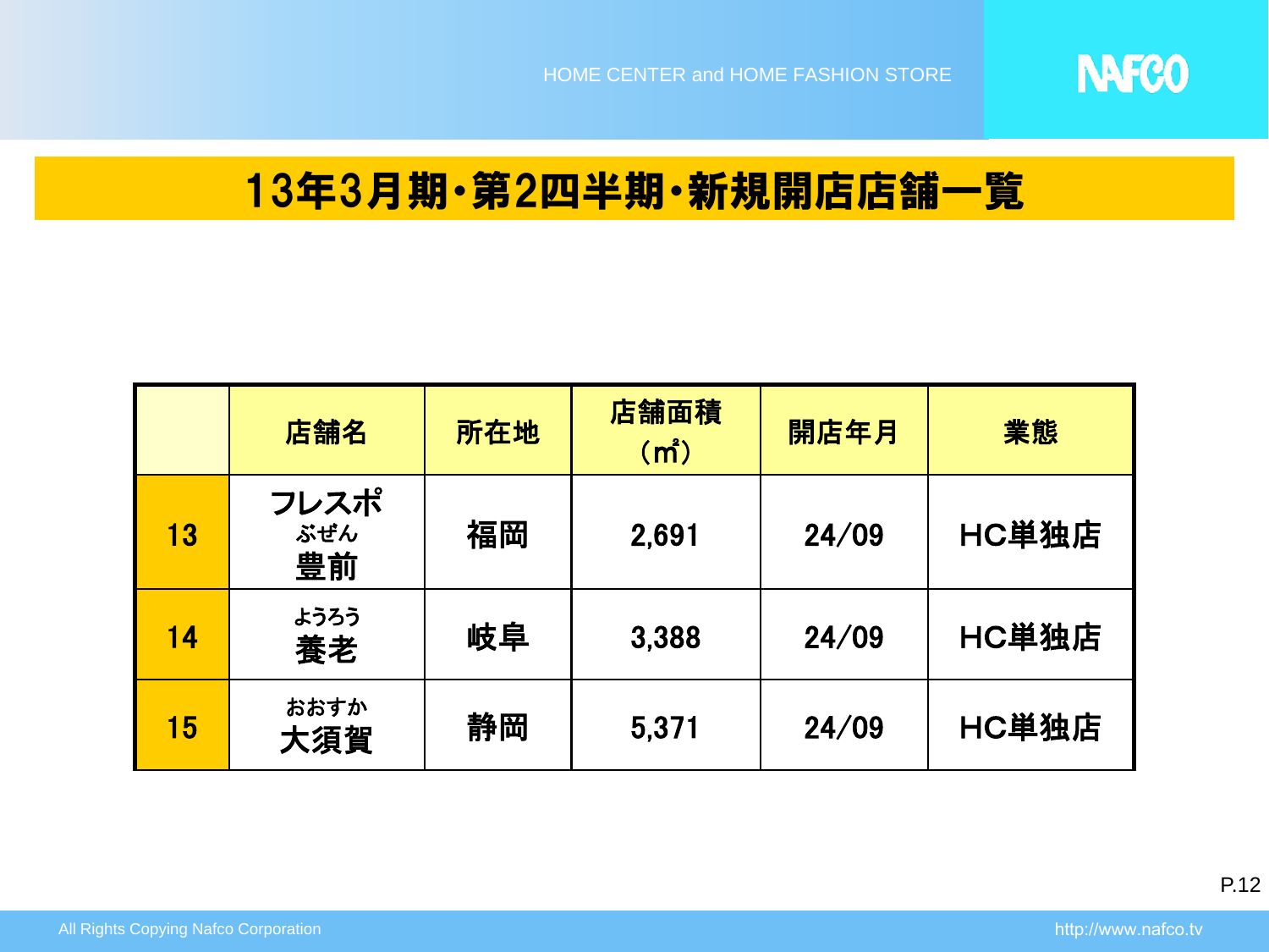# 13年3月期・第2四半期・新規開店店舗一覧

| | 店舗名 | 所在地 | 店舗面積（㎡） | 開店年月 | 業態 |
|---|---|---|---|---|---|
| 13 | フレスポ ぶぜん 豊前 | 福岡 | 2,691 | 24/09 | HC単独店 |
| 14 | ようろう 養老 | 岐阜 | 3,388 | 24/09 | HC単独店 |
| 15 | おおすか 大須賀 | 静岡 | 5,371 | 24/09 | HC単独店 |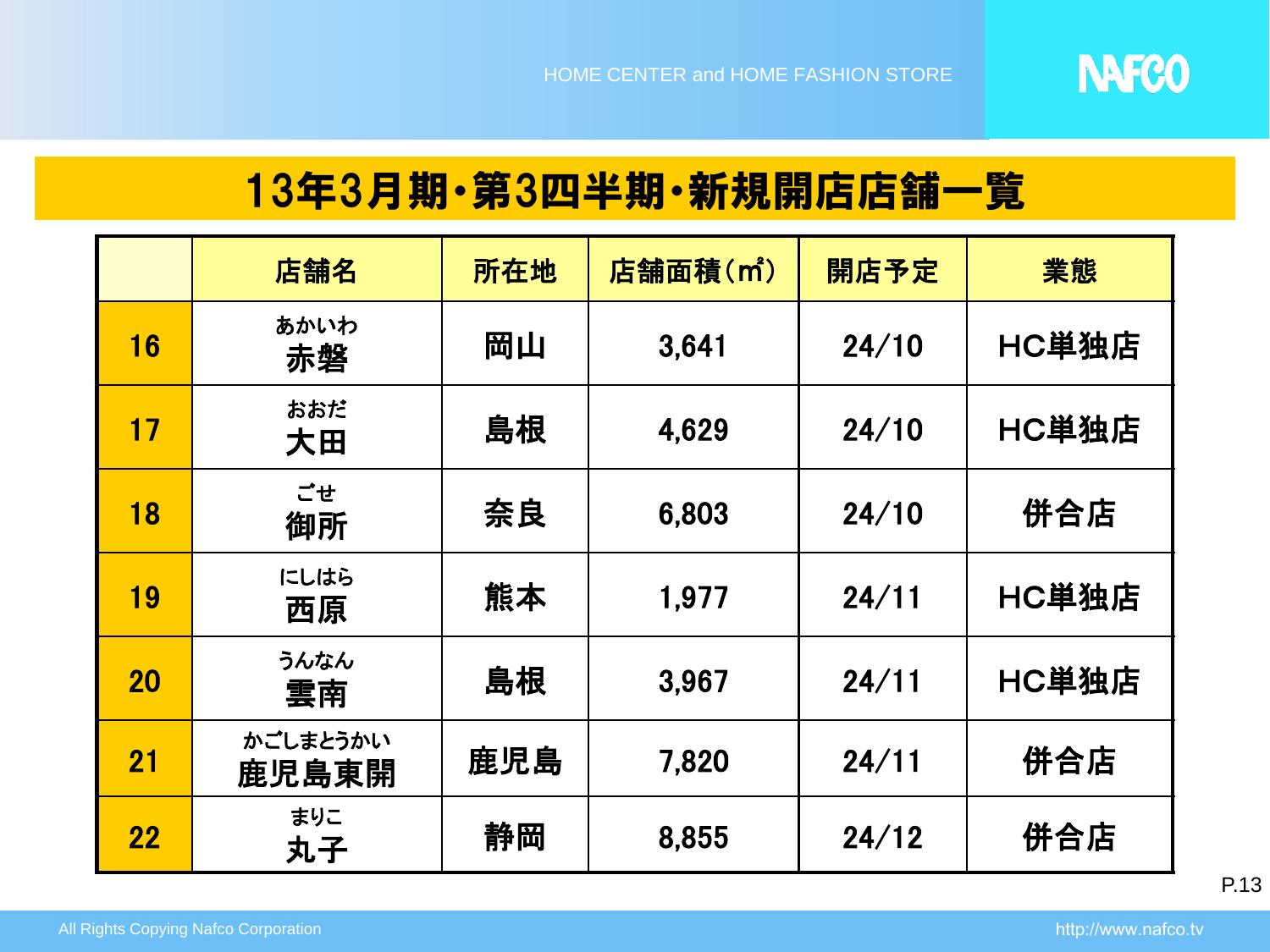# 13年3月期・第3四半期・新規開店店舗一覧

| | 店舗名 | 所在地 | 店舗面積(㎡) | 開店予定 | 業態 |
|---|---|---|---|---|---|
| 16 | あかいわ<br>赤磐 | 岡山 | 3,641 | 24/10 | HC単独店 |
| 17 | おおだ<br>大田 | 島根 | 4,629 | 24/10 | HC単独店 |
| 18 | ごせ<br>御所 | 奈良 | 6,803 | 24/10 | 併合店 |
| 19 | にしはら<br>西原 | 熊本 | 1,977 | 24/11 | HC単独店 |
| 20 | うんなん<br>雲南 | 島根 | 3,967 | 24/11 | HC単独店 |
| 21 | かごしまとうかい<br>鹿児島東開 | 鹿児島 | 7,820 | 24/11 | 併合店 |
| 22 | まりこ<br>丸子 | 静岡 | 8,855 | 24/12 | 併合店 |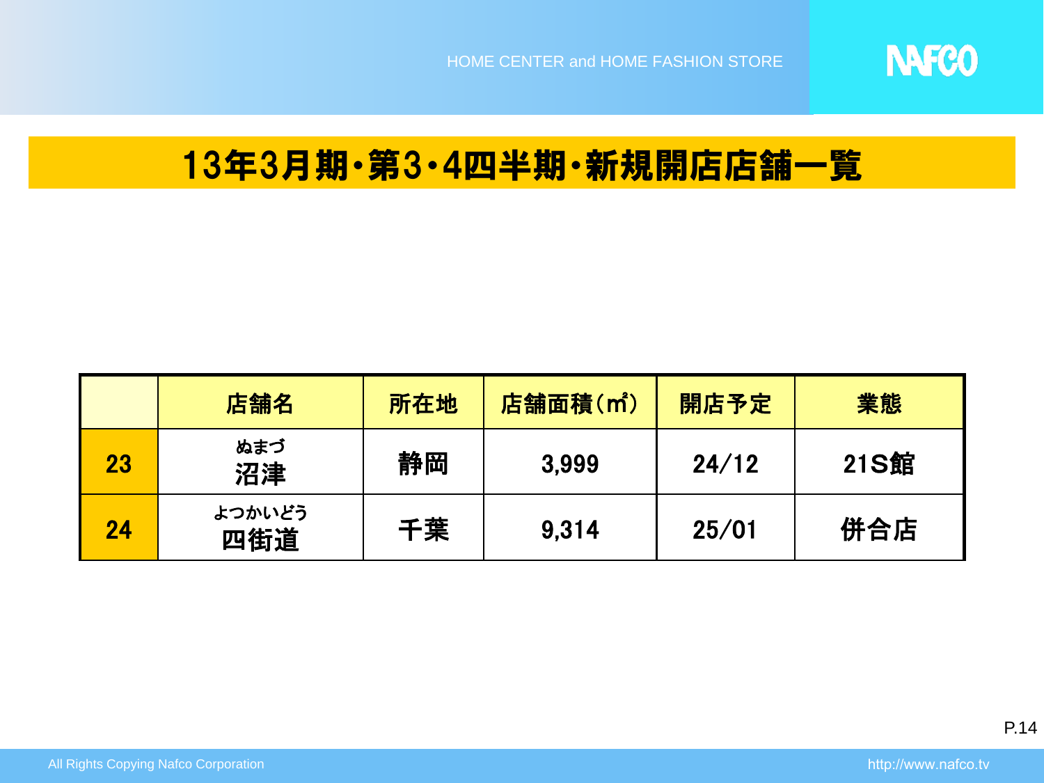# 13年3月期・第3・4四半期・新規開店店舗一覧

| | 店舗名 | 所在地 | 店舗面積（㎡） | 開店予定 | 業態 |
|---|---|---|---|---|---|
| 23 | ぬまづ<br>沼津 | 静岡 | 3,999 | 24/12 | 21S館 |
| 24 | よつかいどう<br>四街道 | 千葉 | 9,314 | 25/01 | 併合店 |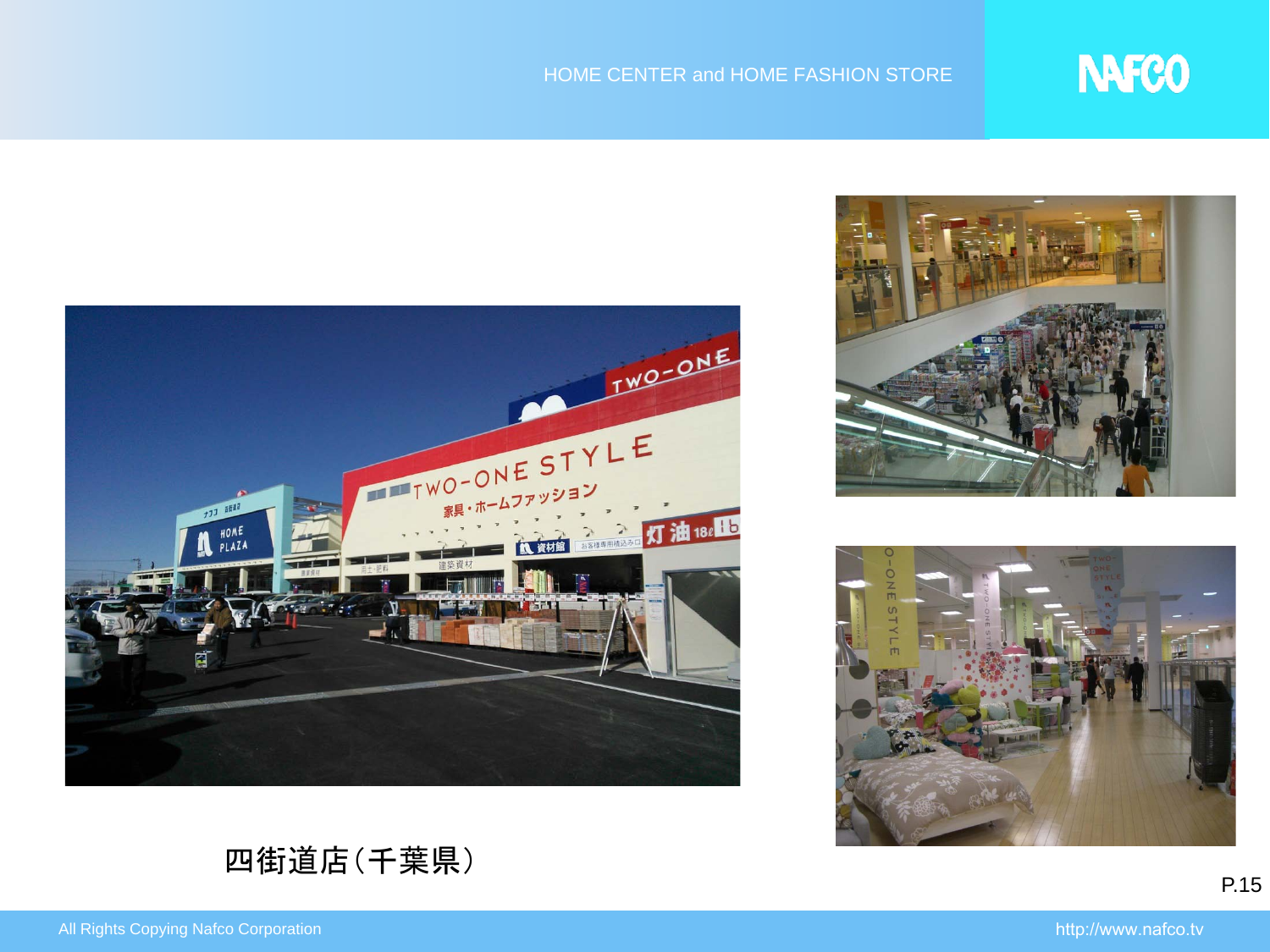四街道店（千葉県）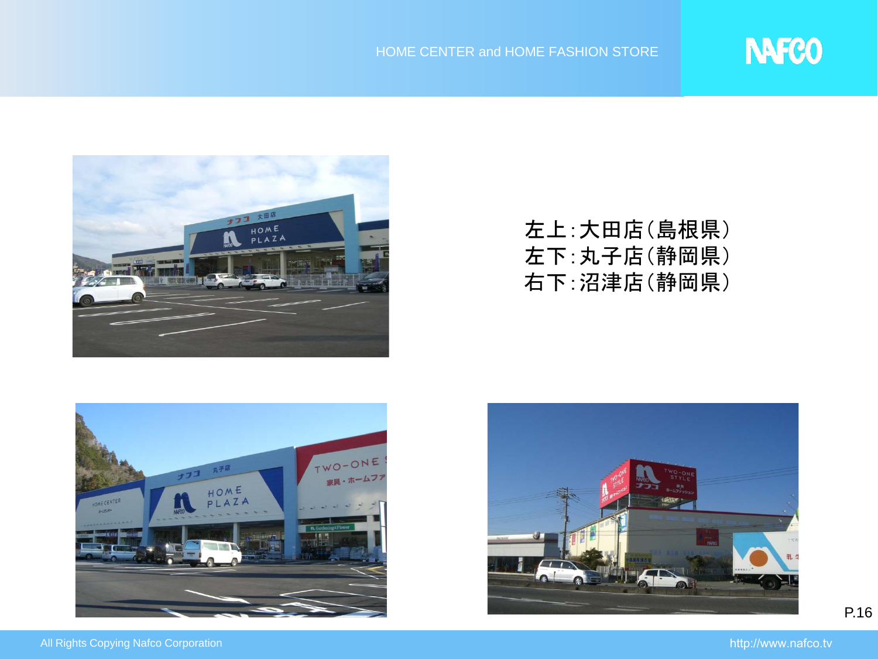左上:大田店(島根県)
左下:丸子店(静岡県)
右下:沼津店(静岡県)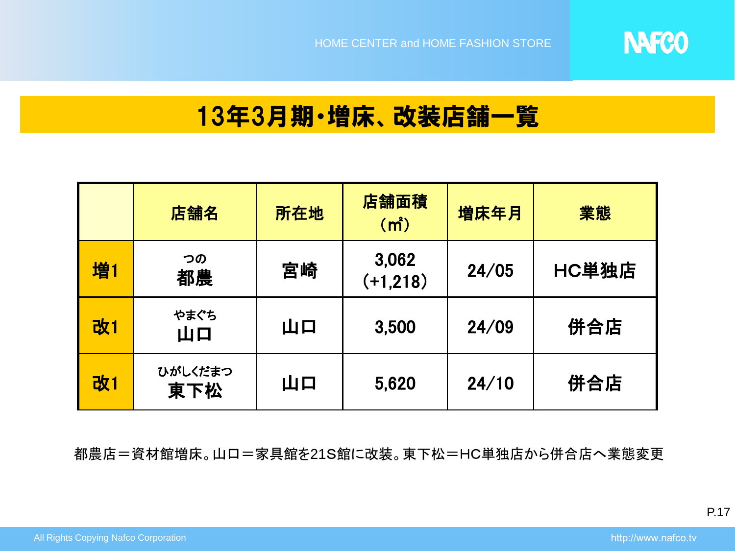# 13年3月期・増床、改装店舗一覧

| | 店舗名 | 所在地 | 店舗面積（㎡） | 増床年月 | 業態 |
|---|---|---|---|---|---|
| 増1 | つの<br>都農 | 宮崎 | 3,062<br>（+1,218） | 24/05 | HC単独店 |
| 改1 | やまぐち<br>山口 | 山口 | 3,500 | 24/09 | 併合店 |
| 改1 | ひがしくだまつ<br>東下松 | 山口 | 5,620 | 24/10 | 併合店 |

都農店＝資材館増床。山口＝家具館を21S館に改装。東下松＝HC単独店から併合店へ業態変更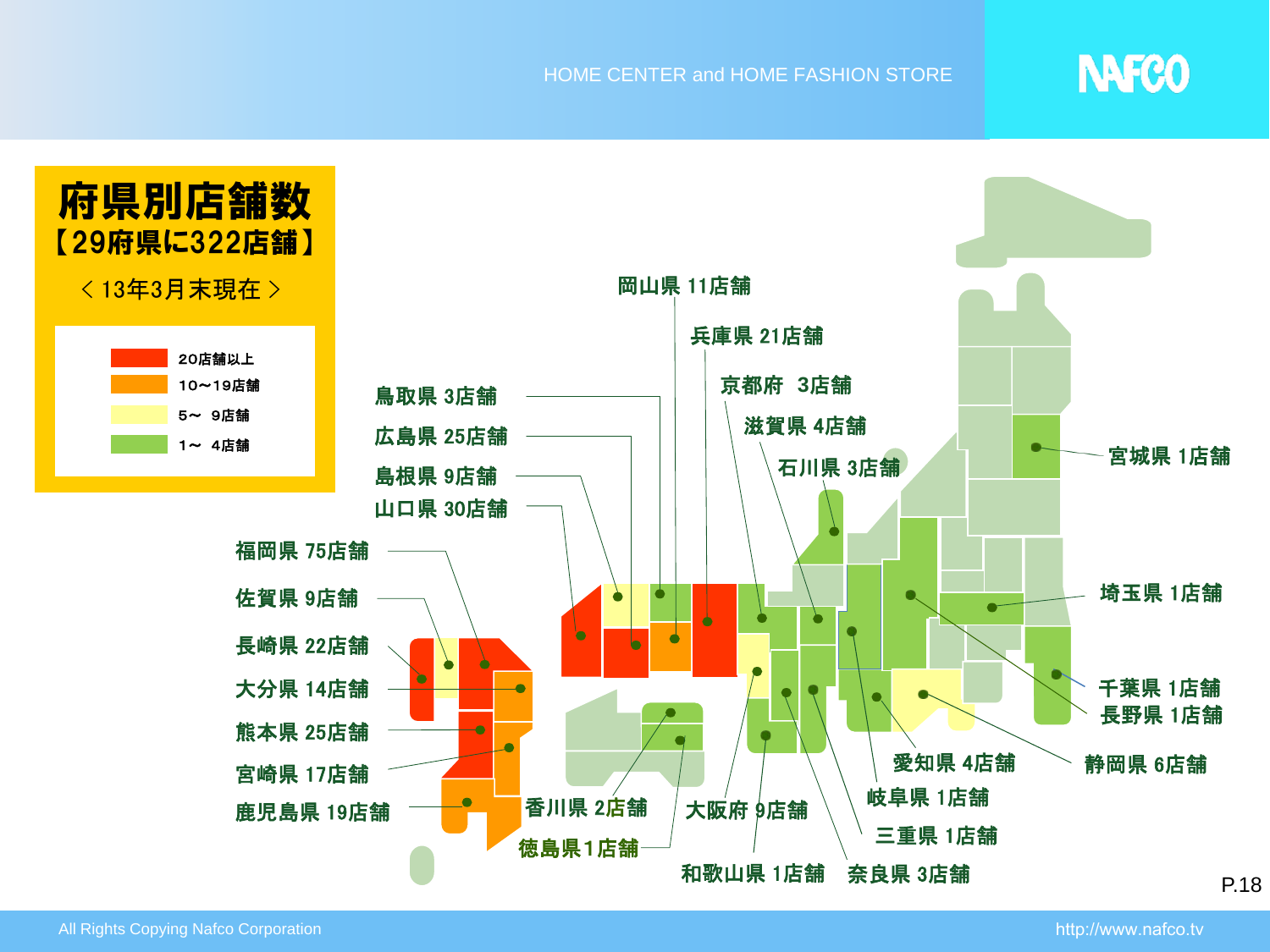# 府県別店舗数

**【29府県に322店舗】**

＜13年3月末現在＞

| 凡例 | |
|---|---|
| 赤 | 20店舗以上 |
| 橙 | 10～19店舗 |
| 黄 | 5～ 9店舗 |
| 緑 | 1～ 4店舗 |

- 岡山県 11店舗
- 兵庫県 21店舗
- 鳥取県 3店舗
- 京都府 3店舗
- 広島県 25店舗
- 滋賀県 4店舗
- 島根県 9店舗
- 石川県 3店舗
- 山口県 30店舗
- 宮城県 1店舗
- 福岡県 75店舗
- 佐賀県 9店舗
- 埼玉県 1店舗
- 長崎県 22店舗
- 大分県 14店舗
- 千葉県 1店舗
- 長野県 1店舗
- 熊本県 25店舗
- 愛知県 4店舗
- 静岡県 6店舗
- 宮崎県 17店舗
- 岐阜県 1店舗
- 香川県 2店舗
- 大阪府 9店舗
- 鹿児島県 19店舗
- 三重県 1店舗
- 徳島県1店舗
- 和歌山県 1店舗
- 奈良県 3店舗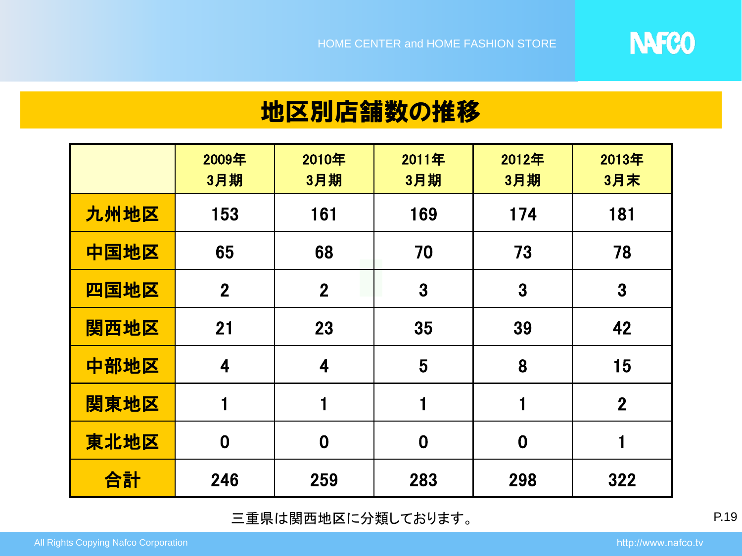# 地区別店舗数の推移

| | 2009年 3月期 | 2010年 3月期 | 2011年 3月期 | 2012年 3月期 | 2013年 3月末 |
|---|---|---|---|---|---|
| 九州地区 | 153 | 161 | 169 | 174 | 181 |
| 中国地区 | 65 | 68 | 70 | 73 | 78 |
| 四国地区 | 2 | 2 | 3 | 3 | 3 |
| 関西地区 | 21 | 23 | 35 | 39 | 42 |
| 中部地区 | 4 | 4 | 5 | 8 | 15 |
| 関東地区 | 1 | 1 | 1 | 1 | 2 |
| 東北地区 | 0 | 0 | 0 | 0 | 1 |
| 合計 | 246 | 259 | 283 | 298 | 322 |

三重県は関西地区に分類しております。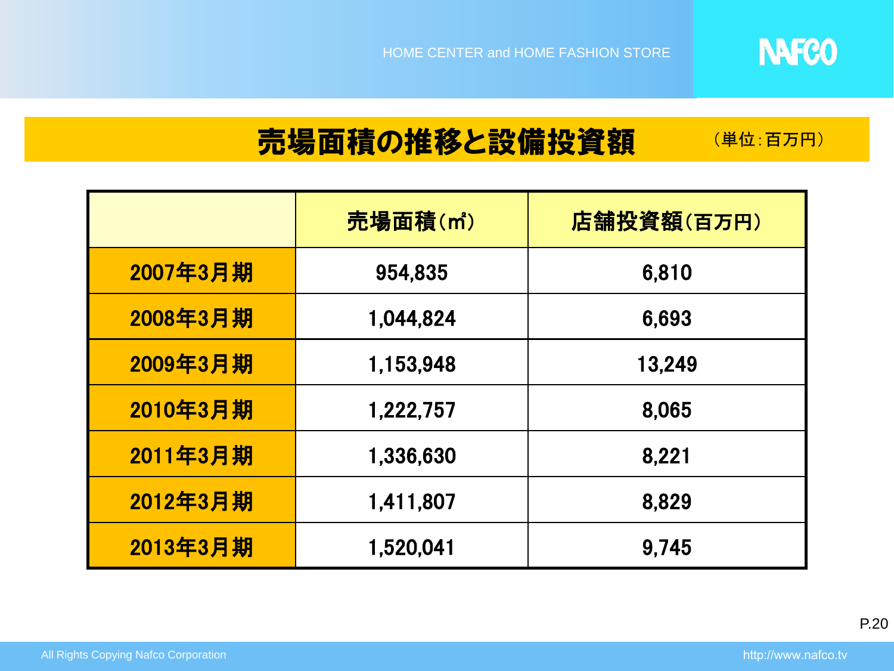# 売場面積の推移と設備投資額

（単位:百万円）

| | 売場面積（㎡） | 店舗投資額（百万円） |
|---|---|---|
| 2007年3月期 | 954,835 | 6,810 |
| 2008年3月期 | 1,044,824 | 6,693 |
| 2009年3月期 | 1,153,948 | 13,249 |
| 2010年3月期 | 1,222,757 | 8,065 |
| 2011年3月期 | 1,336,630 | 8,221 |
| 2012年3月期 | 1,411,807 | 8,829 |
| 2013年3月期 | 1,520,041 | 9,745 |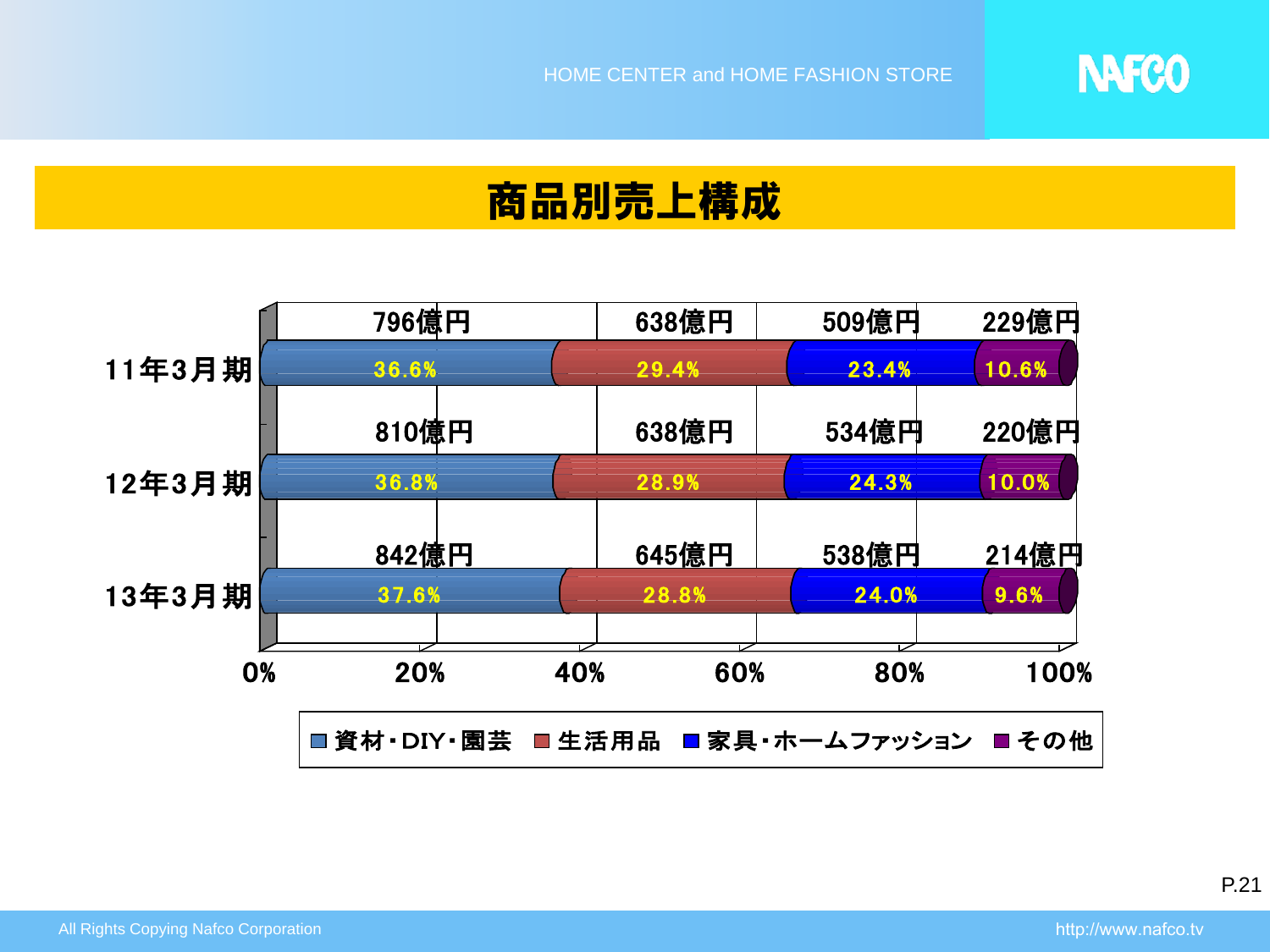# 商品別売上構成

| | 資材・DIY・園芸 | 生活用品 | 家具・ホームファッション | その他 |
|---|---|---|---|---|
| 11年3月期 | 796億円 36.6% | 638億円 29.4% | 509億円 23.4% | 229億円 10.6% |
| 12年3月期 | 810億円 36.8% | 638億円 28.9% | 534億円 24.3% | 220億円 10.0% |
| 13年3月期 | 842億円 37.6% | 645億円 28.8% | 538億円 24.0% | 214億円 9.6% |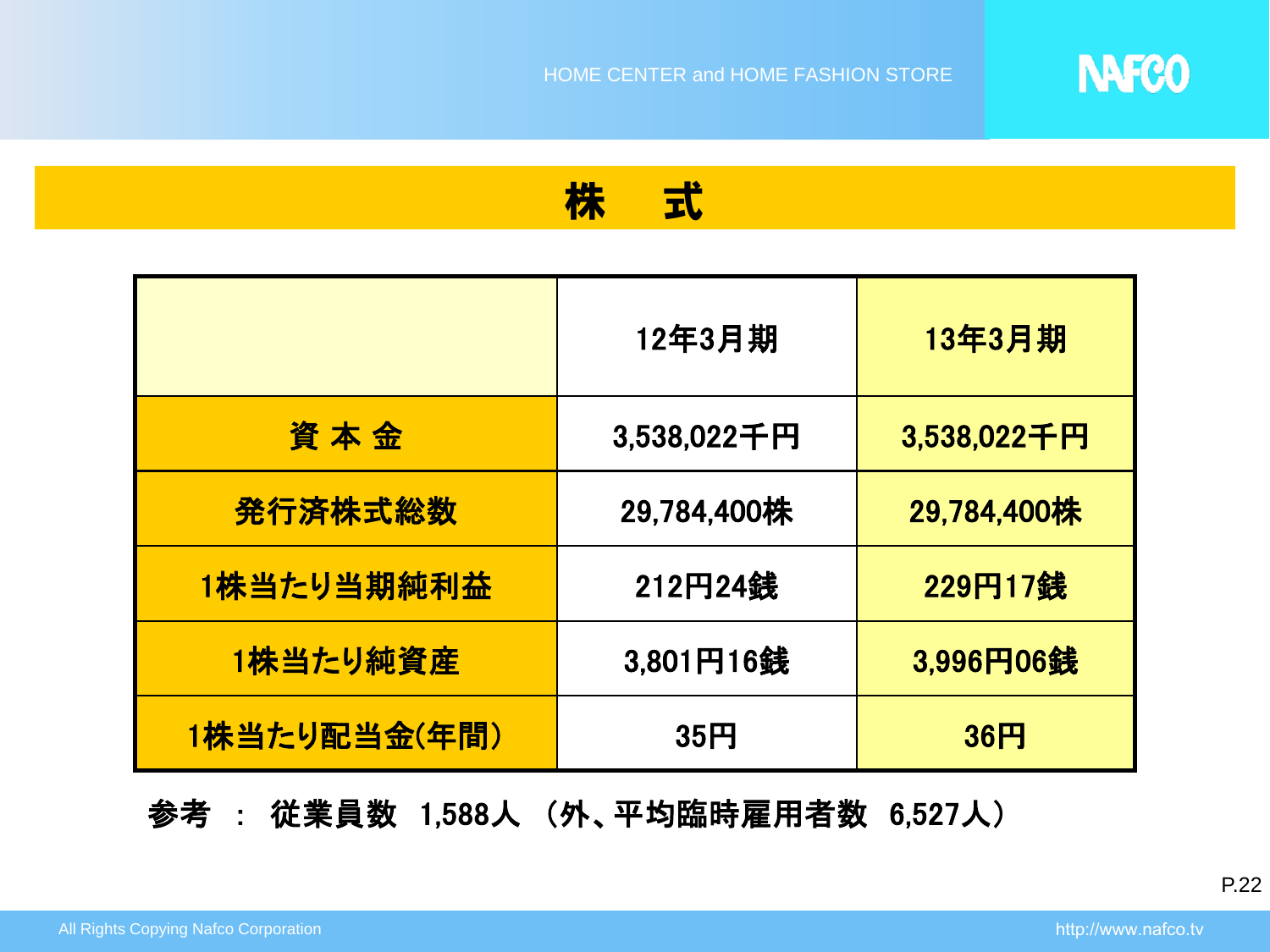# 株　式

| | 12年3月期 | 13年3月期 |
|---|---|---|
| 資 本 金 | 3,538,022千円 | 3,538,022千円 |
| 発行済株式総数 | 29,784,400株 | 29,784,400株 |
| 1株当たり当期純利益 | 212円24銭 | 229円17銭 |
| 1株当たり純資産 | 3,801円16銭 | 3,996円06銭 |
| 1株当たり配当金(年間) | 35円 | 36円 |

参考 ： 従業員数 1,588人 （外、平均臨時雇用者数 6,527人）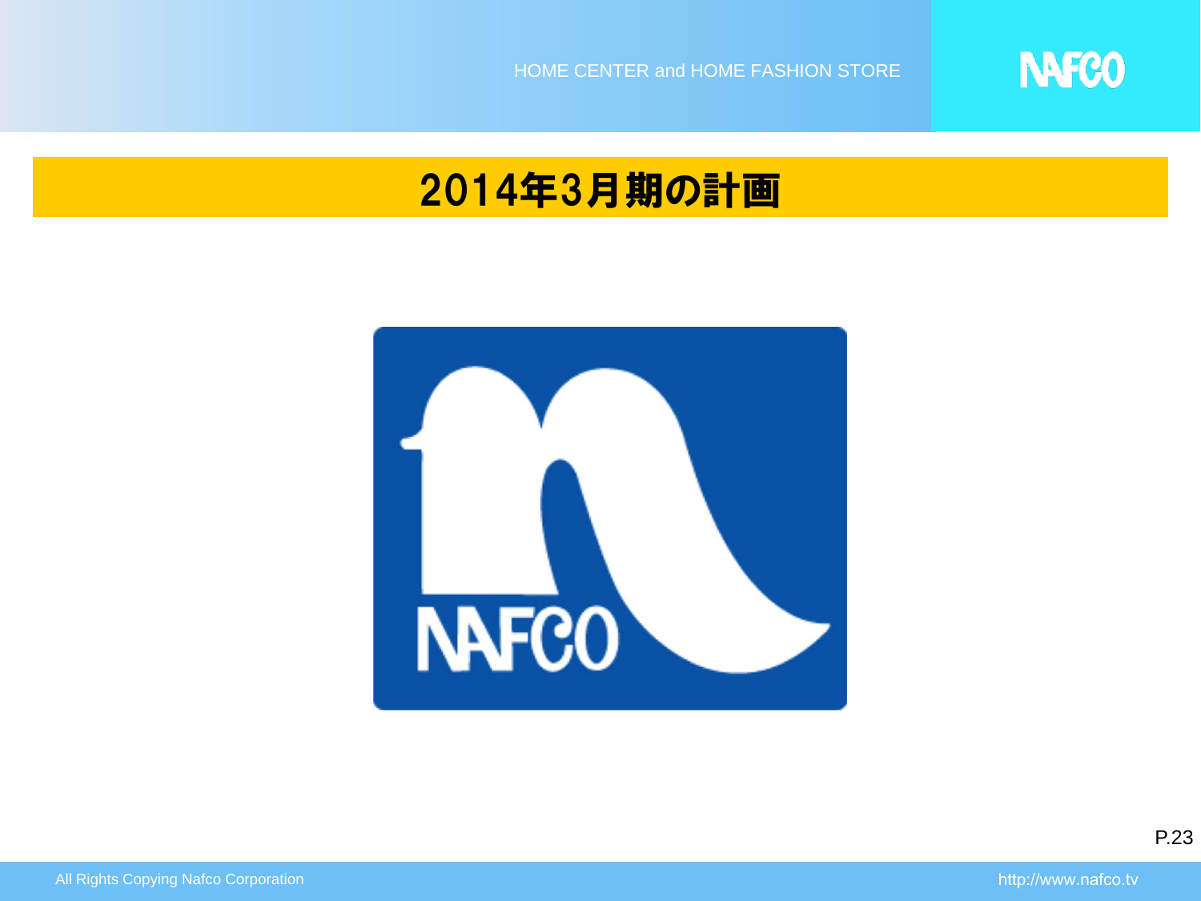# 2014年3月期の計画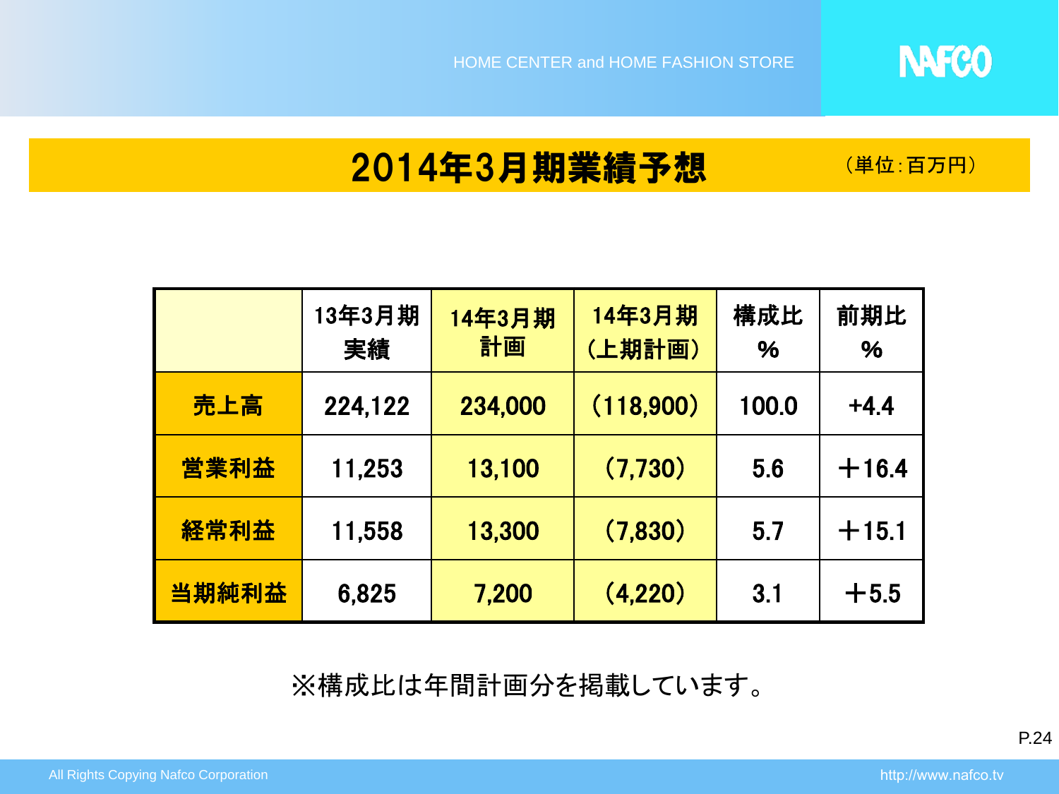# 2014年3月期業績予想

（単位：百万円）

| | 13年3月期 実績 | 14年3月期 計画 | 14年3月期 （上期計画） | 構成比 % | 前期比 % |
|---|---|---|---|---|---|
| 売上高 | 224,122 | 234,000 | （118,900） | 100.0 | +4.4 |
| 営業利益 | 11,253 | 13,100 | （7,730） | 5.6 | ＋16.4 |
| 経常利益 | 11,558 | 13,300 | （7,830） | 5.7 | ＋15.1 |
| 当期純利益 | 6,825 | 7,200 | （4,220） | 3.1 | ＋5.5 |

※構成比は年間計画分を掲載しています。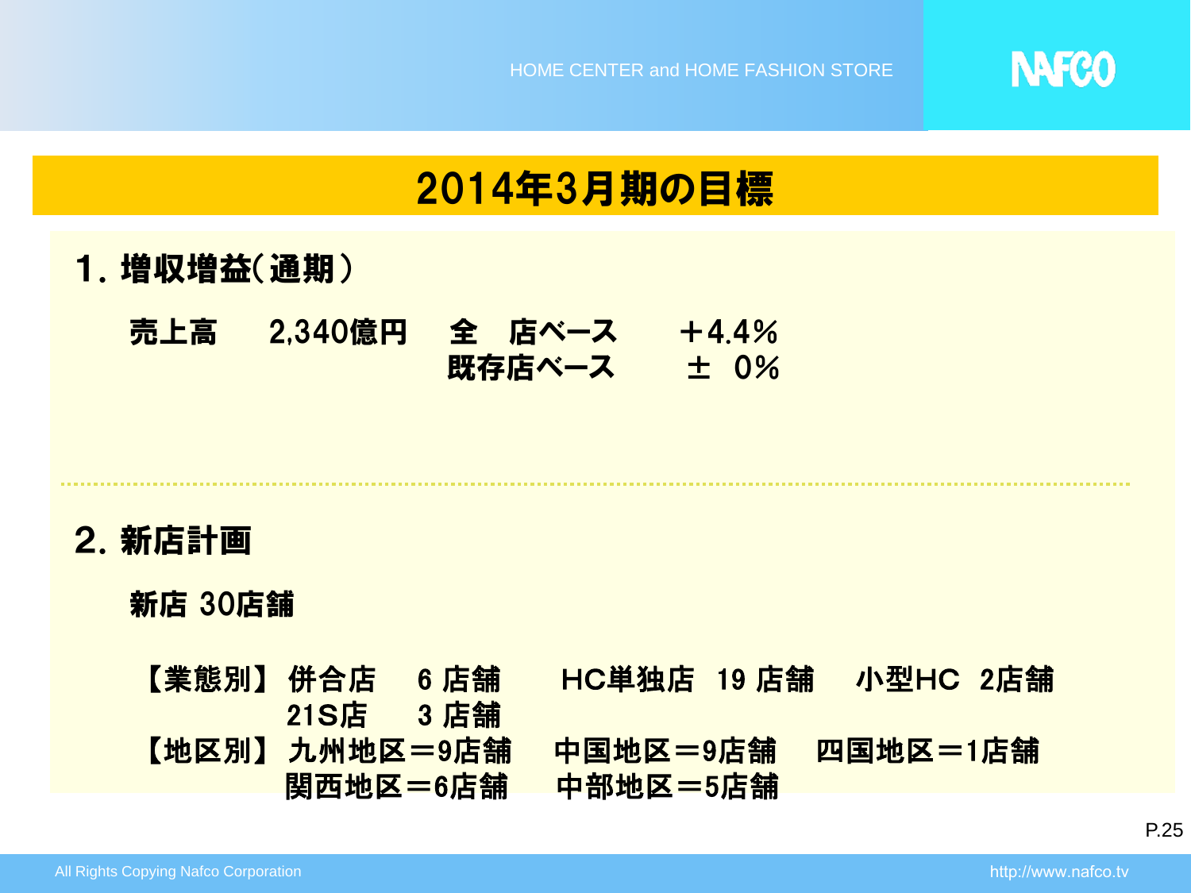# 2014年3月期の目標

## 1. 増収増益(通期)

| 売上高 | 2,340億円 | 全　店ベース | ＋4.4% |
| --- | --- | --- | --- |
| | | 既存店ベース | ±　0% |

## 2. 新店計画

新店 30店舗

【業態別】 併合店　6 店舗　　HC単独店　19 店舗　　小型HC　2店舗
　　　　　21S店　3 店舗

【地区別】 九州地区＝9店舗　　中国地区＝9店舗　　四国地区＝1店舗
　　　　　関西地区＝6店舗　　中部地区＝5店舗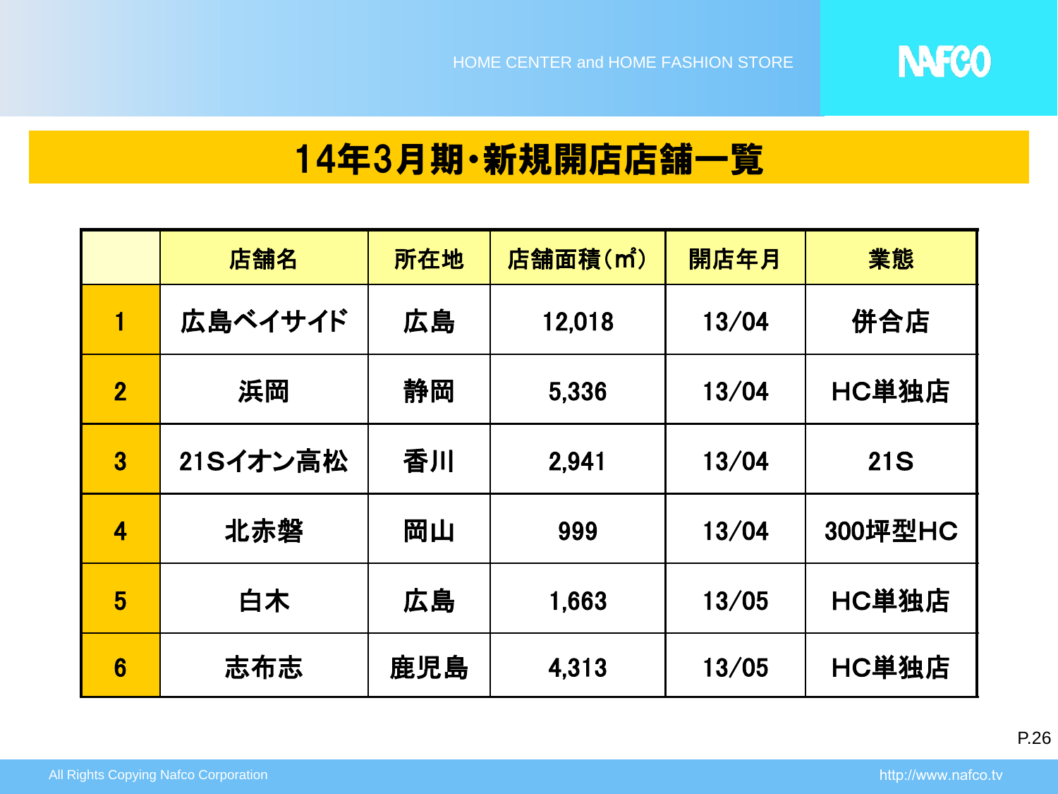# 14年3月期・新規開店店舗一覧

| | 店舗名 | 所在地 | 店舗面積（㎡） | 開店年月 | 業態 |
|---|---|---|---|---|---|
| 1 | 広島ベイサイド | 広島 | 12,018 | 13/04 | 併合店 |
| 2 | 浜岡 | 静岡 | 5,336 | 13/04 | HC単独店 |
| 3 | 21Sイオン高松 | 香川 | 2,941 | 13/04 | 21S |
| 4 | 北赤磐 | 岡山 | 999 | 13/04 | 300坪型HC |
| 5 | 白木 | 広島 | 1,663 | 13/05 | HC単独店 |
| 6 | 志布志 | 鹿児島 | 4,313 | 13/05 | HC単独店 |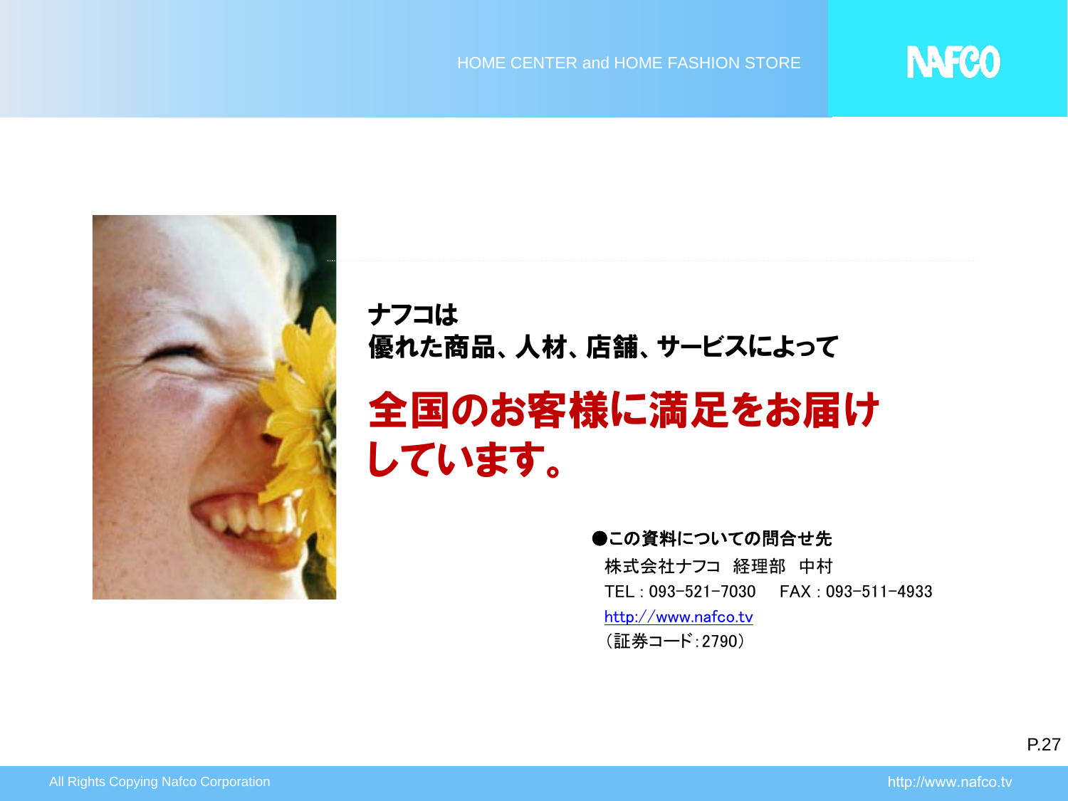ナフコは
優れた商品、人材、店舗、サービスによって

## 全国のお客様に満足をお届けしています。

**●この資料についての問合せ先**

株式会社ナフコ　経理部　中村
TEL : 093-521-7030　　FAX : 093-511-4933
http://www.nafco.tv
（証券コード：2790）